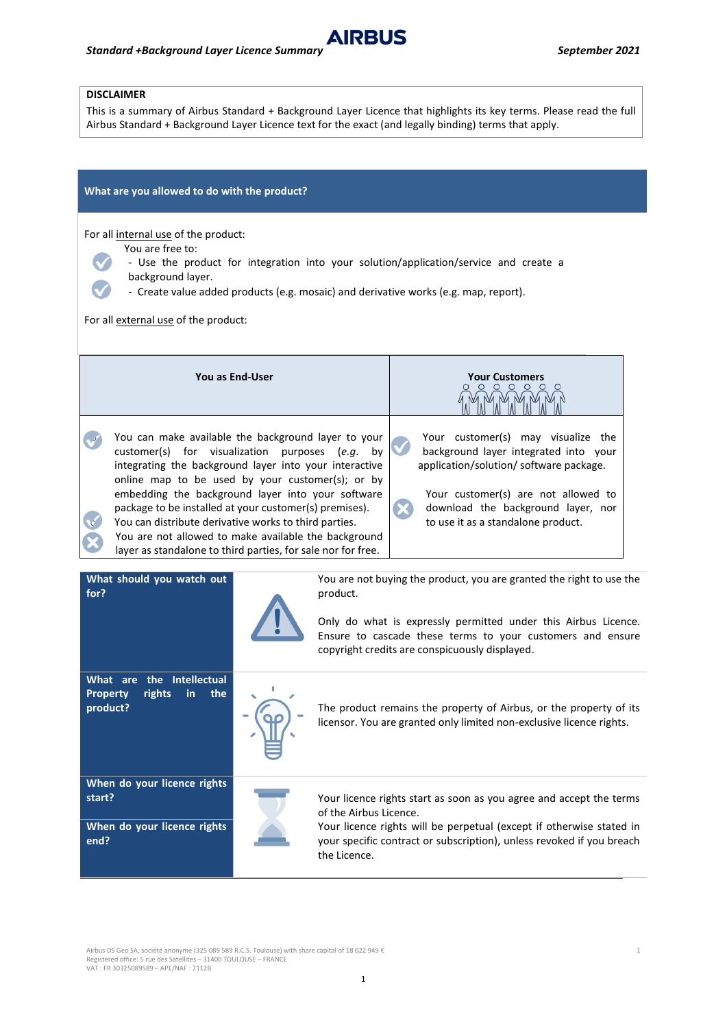# DISCLAIMER

This is a summary of Airbus Standard + Background Layer Licence that highlights its key terms. Please read the full Airbus Standard + Background Layer Licence text for the exact (and legally binding) terms that apply.

## What are you allowed to do with the product?

For all internal use of the product:

You are free to:

- Use the product for integration into your solution/application/service and create a background layer.
- Create value added products (e.g. mosaic) and derivative works (e.g. map, report).

For all external use of the product:

| You as End-User | Your Customers |
|---|---|
| You can make available the background layer to your customer(s) for visualization purposes (*e.g.* by integrating the background layer into your interactive online map to be used by your customer(s); or by embedding the background layer into your software package to be installed at your customer(s) premises).<br>You can distribute derivative works to third parties.<br>You are not allowed to make available the background layer as standalone to third parties, for sale nor for free. | Your customer(s) may visualize the background layer integrated into your application/solution/ software package.<br><br>Your customer(s) are not allowed to download the background layer, nor to use it as a standalone product. |

| | |
|---|---|
| **What should you watch out for?** | You are not buying the product, you are granted the right to use the product.<br><br>Only do what is expressly permitted under this Airbus Licence. Ensure to cascade these terms to your customers and ensure copyright credits are conspicuously displayed. |
| **What are the Intellectual Property rights in the product?** | The product remains the property of Airbus, or the property of its licensor. You are granted only limited non-exclusive licence rights. |
| **When do your licence rights start?** | Your licence rights start as soon as you agree and accept the terms of the Airbus Licence. |
| **When do your licence rights end?** | Your licence rights will be perpetual (except if otherwise stated in your specific contract or subscription), unless revoked if you breach the Licence. |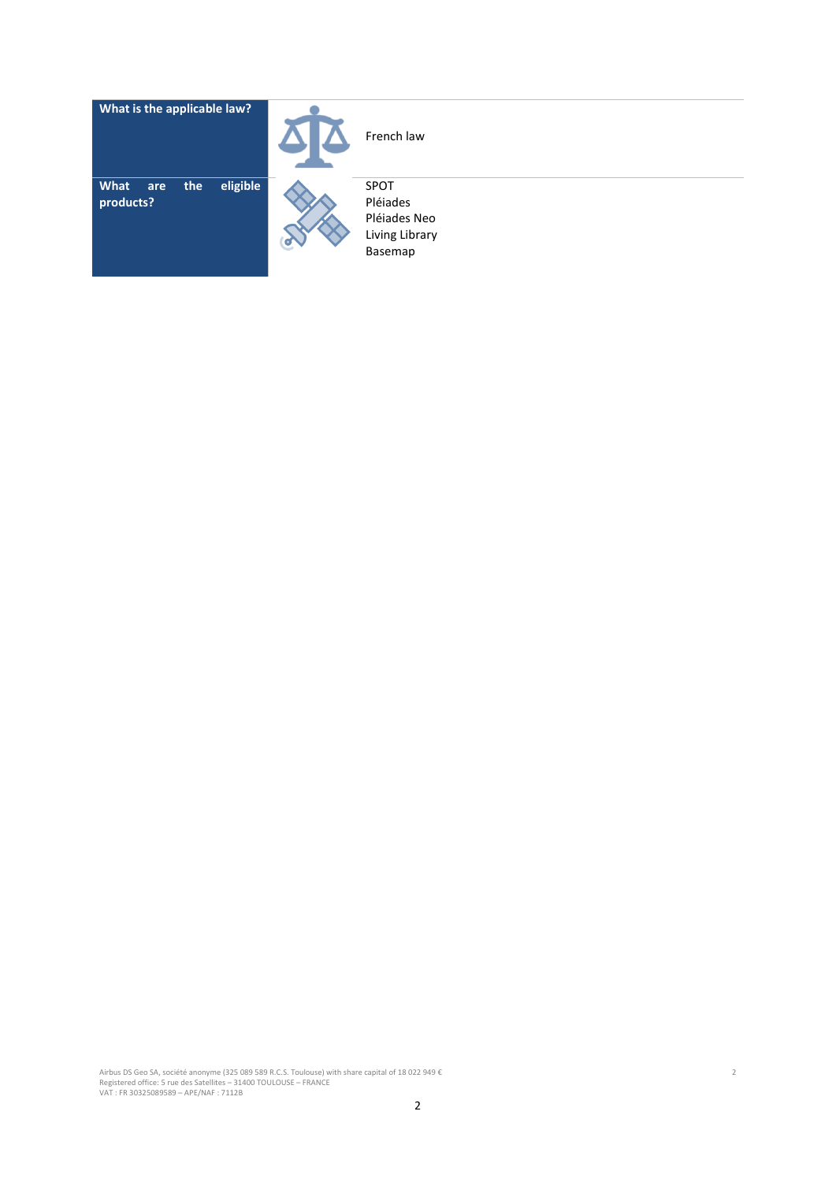| | |
|---|---|
| **What is the applicable law?** | French law |
| **What are the eligible products?** | SPOT<br>Pléiades<br>Pléiades Neo<br>Living Library<br>Basemap |

Airbus DS Geo SA, société anonyme (325 089 589 R.C.S. Toulouse) with share capital of 18 022 949 €
Registered office: 5 rue des Satellites – 31400 TOULOUSE – FRANCE
VAT : FR 30325089589 – APE/NAF : 7112B